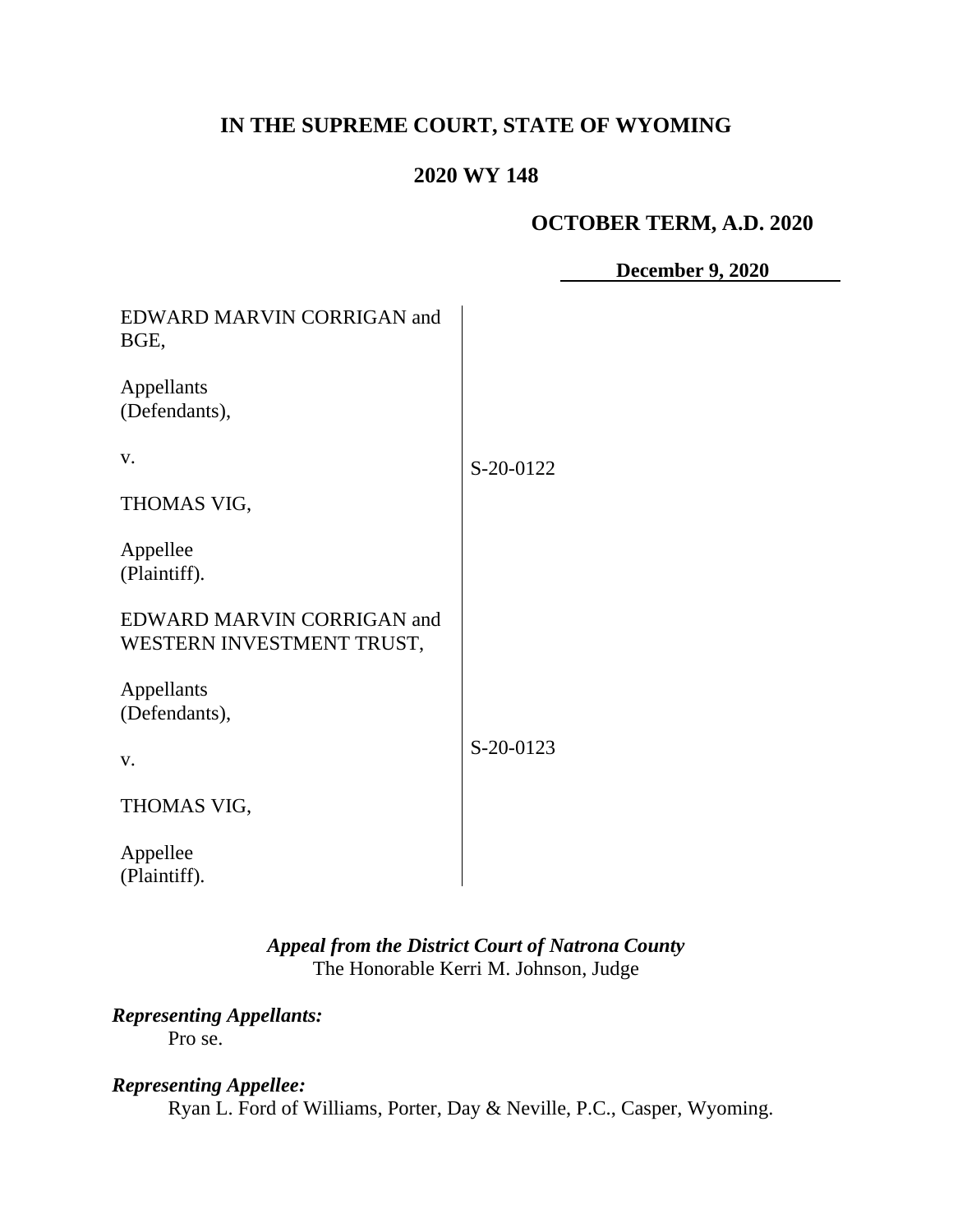**IN THE SUPREME COURT, STATE OF WYOMING**

**2020 WY 148**

**OCTOBER TERM, A.D. 2020**

**December 9, 2020**

| | |
|---|---|
| EDWARD MARVIN CORRIGAN and BGE,<br><br>Appellants (Defendants),<br><br>v.<br><br>THOMAS VIG,<br><br>Appellee (Plaintiff). | S-20-0122 |
| EDWARD MARVIN CORRIGAN and WESTERN INVESTMENT TRUST,<br><br>Appellants (Defendants),<br><br>v.<br><br>THOMAS VIG,<br><br>Appellee (Plaintiff). | S-20-0123 |

***Appeal from the District Court of Natrona County***
The Honorable Kerri M. Johnson, Judge

***Representing Appellants:***
Pro se.

***Representing Appellee:***
Ryan L. Ford of Williams, Porter, Day & Neville, P.C., Casper, Wyoming.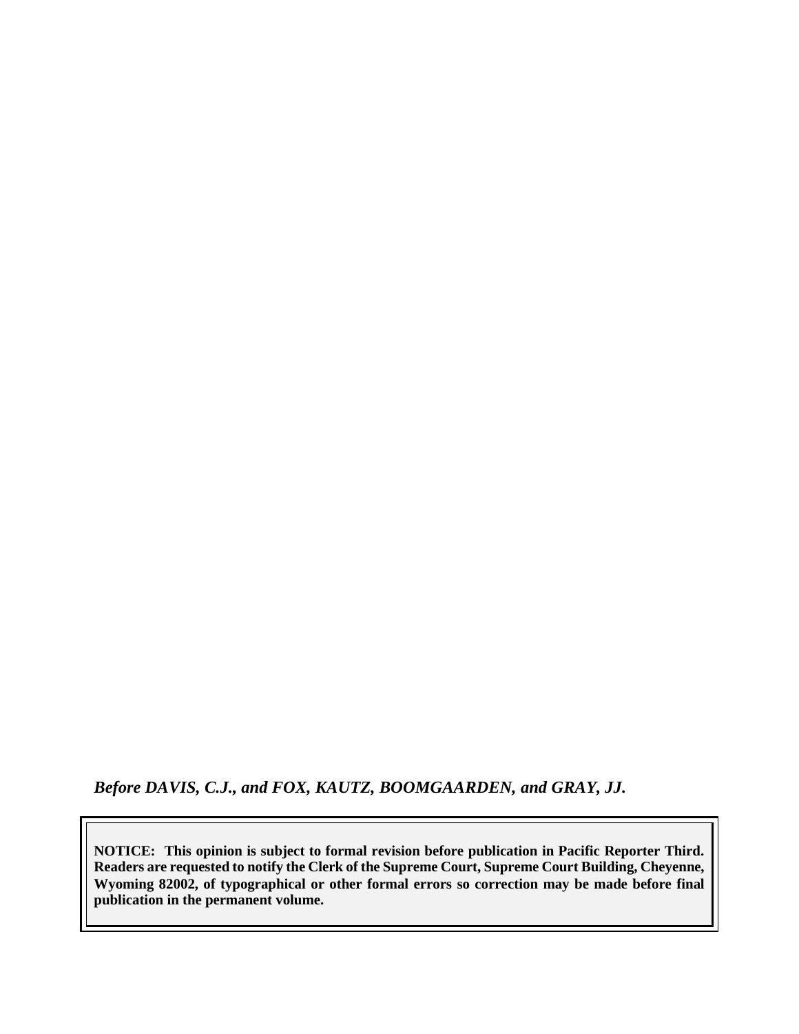*Before DAVIS, C.J., and FOX, KAUTZ, BOOMGAARDEN, and GRAY, JJ.*

**NOTICE: This opinion is subject to formal revision before publication in Pacific Reporter Third. Readers are requested to notify the Clerk of the Supreme Court, Supreme Court Building, Cheyenne, Wyoming 82002, of typographical or other formal errors so correction may be made before final publication in the permanent volume.**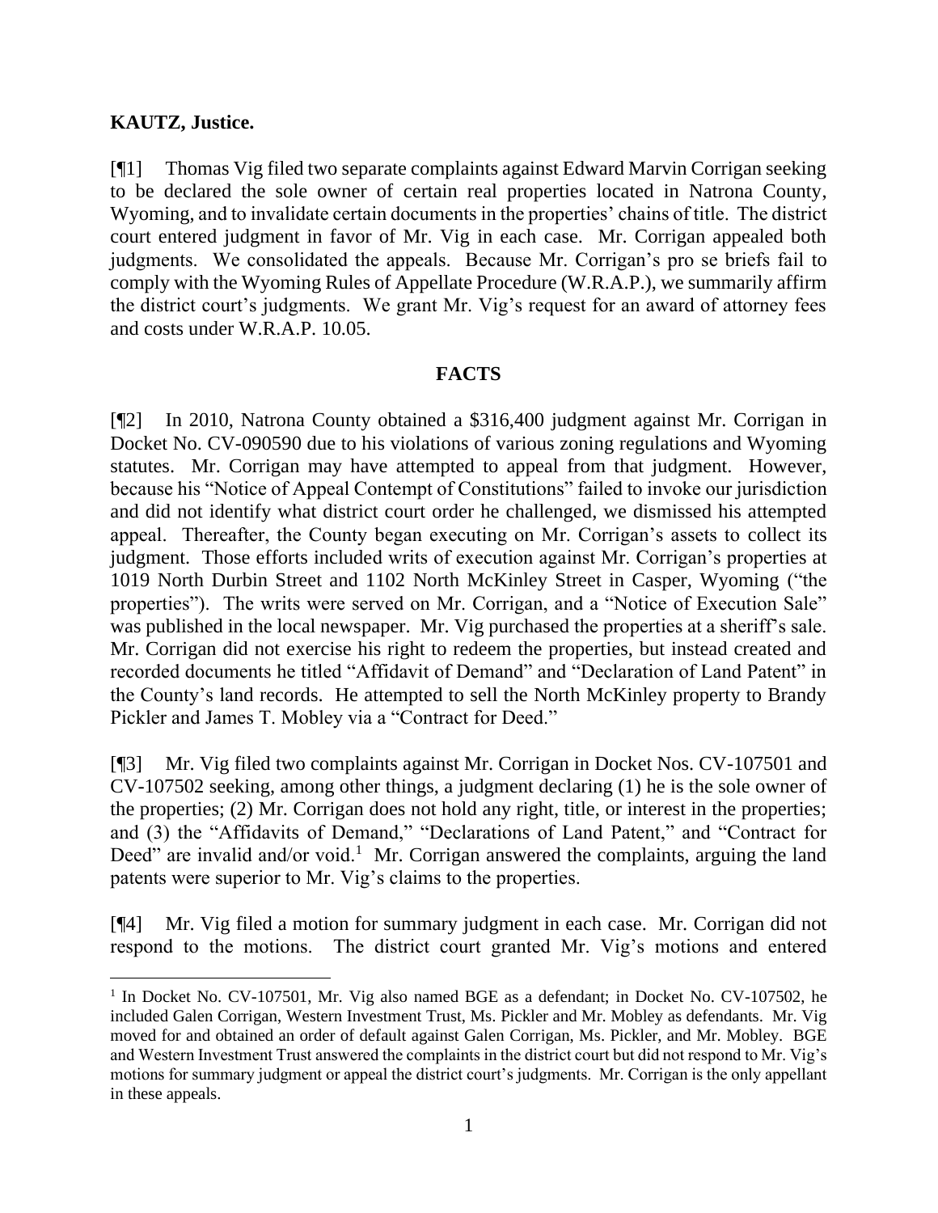**KAUTZ, Justice.**

[¶1] Thomas Vig filed two separate complaints against Edward Marvin Corrigan seeking to be declared the sole owner of certain real properties located in Natrona County, Wyoming, and to invalidate certain documents in the properties' chains of title. The district court entered judgment in favor of Mr. Vig in each case. Mr. Corrigan appealed both judgments. We consolidated the appeals. Because Mr. Corrigan's pro se briefs fail to comply with the Wyoming Rules of Appellate Procedure (W.R.A.P.), we summarily affirm the district court's judgments. We grant Mr. Vig's request for an award of attorney fees and costs under W.R.A.P. 10.05.

## FACTS

[¶2] In 2010, Natrona County obtained a $316,400 judgment against Mr. Corrigan in Docket No. CV-090590 due to his violations of various zoning regulations and Wyoming statutes. Mr. Corrigan may have attempted to appeal from that judgment. However, because his "Notice of Appeal Contempt of Constitutions" failed to invoke our jurisdiction and did not identify what district court order he challenged, we dismissed his attempted appeal. Thereafter, the County began executing on Mr. Corrigan's assets to collect its judgment. Those efforts included writs of execution against Mr. Corrigan's properties at 1019 North Durbin Street and 1102 North McKinley Street in Casper, Wyoming ("the properties"). The writs were served on Mr. Corrigan, and a "Notice of Execution Sale" was published in the local newspaper. Mr. Vig purchased the properties at a sheriff's sale. Mr. Corrigan did not exercise his right to redeem the properties, but instead created and recorded documents he titled "Affidavit of Demand" and "Declaration of Land Patent" in the County's land records. He attempted to sell the North McKinley property to Brandy Pickler and James T. Mobley via a "Contract for Deed."

[¶3] Mr. Vig filed two complaints against Mr. Corrigan in Docket Nos. CV-107501 and CV-107502 seeking, among other things, a judgment declaring (1) he is the sole owner of the properties; (2) Mr. Corrigan does not hold any right, title, or interest in the properties; and (3) the "Affidavits of Demand," "Declarations of Land Patent," and "Contract for Deed" are invalid and/or void.[1] Mr. Corrigan answered the complaints, arguing the land patents were superior to Mr. Vig's claims to the properties.

[¶4] Mr. Vig filed a motion for summary judgment in each case. Mr. Corrigan did not respond to the motions. The district court granted Mr. Vig's motions and entered

---

[1] In Docket No. CV-107501, Mr. Vig also named BGE as a defendant; in Docket No. CV-107502, he included Galen Corrigan, Western Investment Trust, Ms. Pickler and Mr. Mobley as defendants. Mr. Vig moved for and obtained an order of default against Galen Corrigan, Ms. Pickler, and Mr. Mobley. BGE and Western Investment Trust answered the complaints in the district court but did not respond to Mr. Vig's motions for summary judgment or appeal the district court's judgments. Mr. Corrigan is the only appellant in these appeals.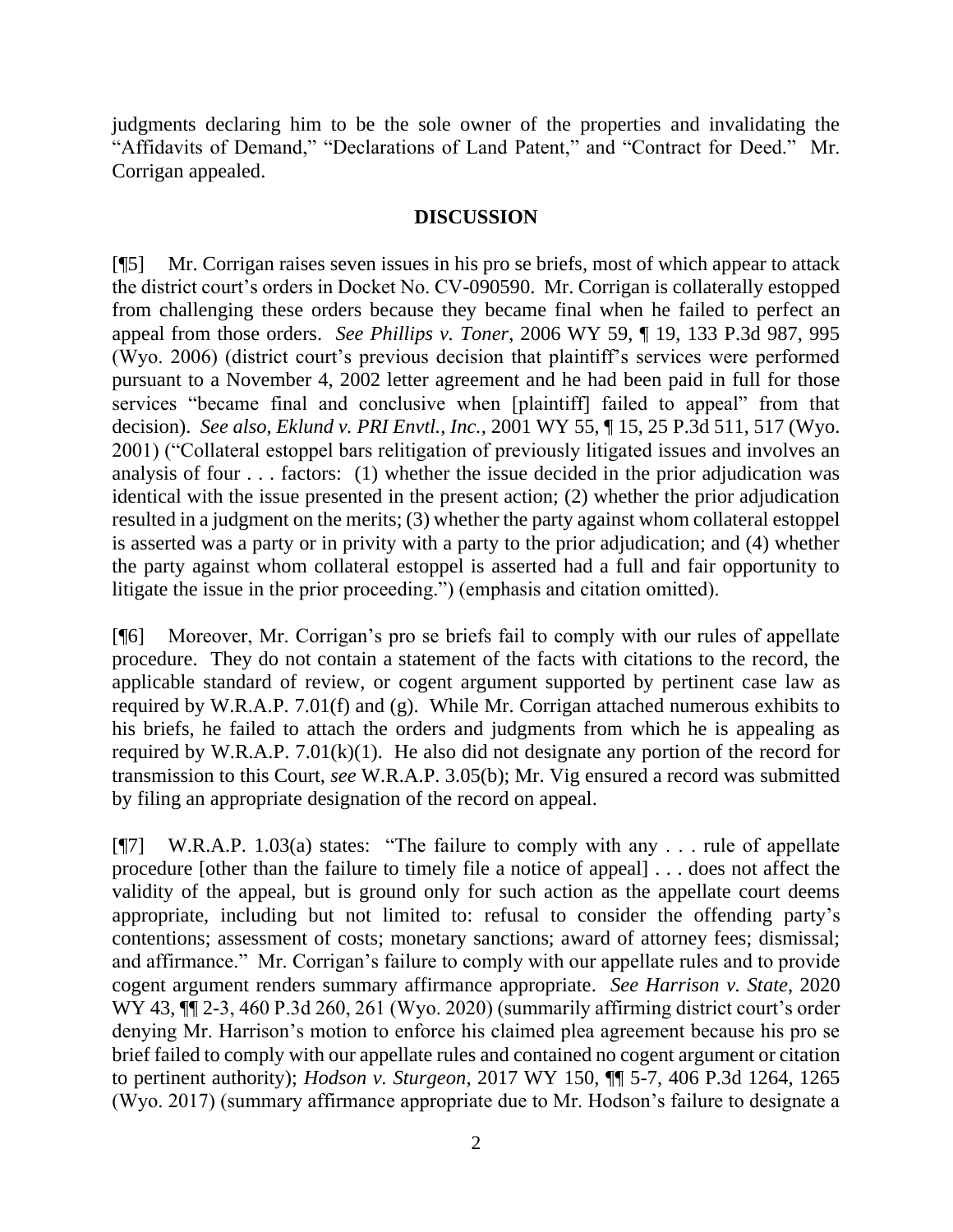judgments declaring him to be the sole owner of the properties and invalidating the "Affidavits of Demand," "Declarations of Land Patent," and "Contract for Deed." Mr. Corrigan appealed.

## DISCUSSION

[¶5] Mr. Corrigan raises seven issues in his pro se briefs, most of which appear to attack the district court's orders in Docket No. CV-090590. Mr. Corrigan is collaterally estopped from challenging these orders because they became final when he failed to perfect an appeal from those orders. *See Phillips v. Toner*, 2006 WY 59, ¶ 19, 133 P.3d 987, 995 (Wyo. 2006) (district court's previous decision that plaintiff's services were performed pursuant to a November 4, 2002 letter agreement and he had been paid in full for those services "became final and conclusive when [plaintiff] failed to appeal" from that decision). *See also, Eklund v. PRI Envtl., Inc.*, 2001 WY 55, ¶ 15, 25 P.3d 511, 517 (Wyo. 2001) ("Collateral estoppel bars relitigation of previously litigated issues and involves an analysis of four . . . factors: (1) whether the issue decided in the prior adjudication was identical with the issue presented in the present action; (2) whether the prior adjudication resulted in a judgment on the merits; (3) whether the party against whom collateral estoppel is asserted was a party or in privity with a party to the prior adjudication; and (4) whether the party against whom collateral estoppel is asserted had a full and fair opportunity to litigate the issue in the prior proceeding.") (emphasis and citation omitted).

[¶6] Moreover, Mr. Corrigan's pro se briefs fail to comply with our rules of appellate procedure. They do not contain a statement of the facts with citations to the record, the applicable standard of review, or cogent argument supported by pertinent case law as required by W.R.A.P. 7.01(f) and (g). While Mr. Corrigan attached numerous exhibits to his briefs, he failed to attach the orders and judgments from which he is appealing as required by W.R.A.P. 7.01(k)(1). He also did not designate any portion of the record for transmission to this Court, *see* W.R.A.P. 3.05(b); Mr. Vig ensured a record was submitted by filing an appropriate designation of the record on appeal.

[¶7] W.R.A.P. 1.03(a) states: "The failure to comply with any . . . rule of appellate procedure [other than the failure to timely file a notice of appeal] . . . does not affect the validity of the appeal, but is ground only for such action as the appellate court deems appropriate, including but not limited to: refusal to consider the offending party's contentions; assessment of costs; monetary sanctions; award of attorney fees; dismissal; and affirmance." Mr. Corrigan's failure to comply with our appellate rules and to provide cogent argument renders summary affirmance appropriate. *See Harrison v. State*, 2020 WY 43, ¶¶ 2-3, 460 P.3d 260, 261 (Wyo. 2020) (summarily affirming district court's order denying Mr. Harrison's motion to enforce his claimed plea agreement because his pro se brief failed to comply with our appellate rules and contained no cogent argument or citation to pertinent authority); *Hodson v. Sturgeon*, 2017 WY 150, ¶¶ 5-7, 406 P.3d 1264, 1265 (Wyo. 2017) (summary affirmance appropriate due to Mr. Hodson's failure to designate a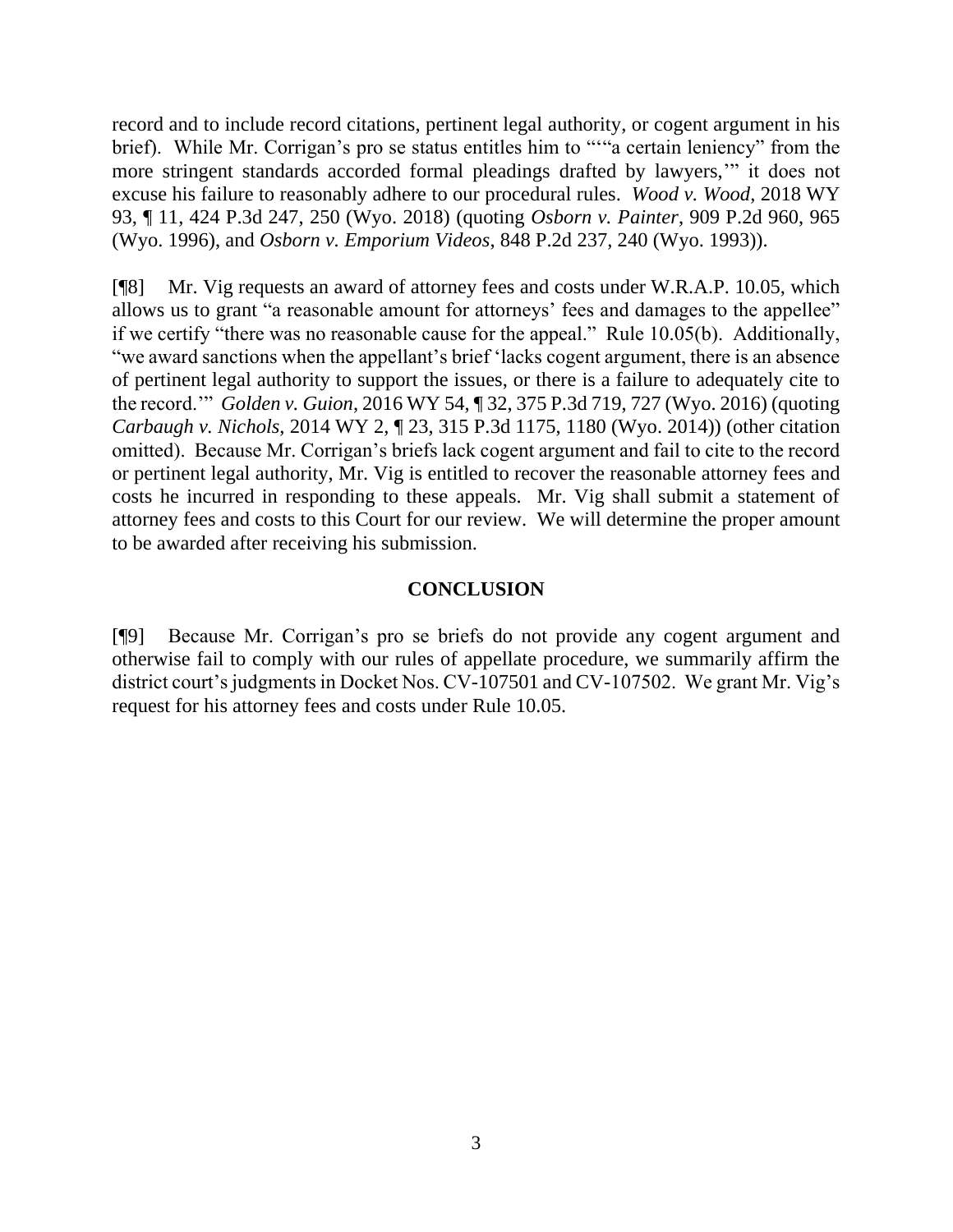record and to include record citations, pertinent legal authority, or cogent argument in his brief). While Mr. Corrigan's pro se status entitles him to "'"a certain leniency" from the more stringent standards accorded formal pleadings drafted by lawyers,'" it does not excuse his failure to reasonably adhere to our procedural rules. *Wood v. Wood*, 2018 WY 93, ¶ 11, 424 P.3d 247, 250 (Wyo. 2018) (quoting *Osborn v. Painter*, 909 P.2d 960, 965 (Wyo. 1996), and *Osborn v. Emporium Videos*, 848 P.2d 237, 240 (Wyo. 1993)).

[¶8] Mr. Vig requests an award of attorney fees and costs under W.R.A.P. 10.05, which allows us to grant "a reasonable amount for attorneys' fees and damages to the appellee" if we certify "there was no reasonable cause for the appeal." Rule 10.05(b). Additionally, "we award sanctions when the appellant's brief 'lacks cogent argument, there is an absence of pertinent legal authority to support the issues, or there is a failure to adequately cite to the record.'" *Golden v. Guion*, 2016 WY 54, ¶ 32, 375 P.3d 719, 727 (Wyo. 2016) (quoting *Carbaugh v. Nichols*, 2014 WY 2, ¶ 23, 315 P.3d 1175, 1180 (Wyo. 2014)) (other citation omitted). Because Mr. Corrigan's briefs lack cogent argument and fail to cite to the record or pertinent legal authority, Mr. Vig is entitled to recover the reasonable attorney fees and costs he incurred in responding to these appeals. Mr. Vig shall submit a statement of attorney fees and costs to this Court for our review. We will determine the proper amount to be awarded after receiving his submission.

## CONCLUSION

[¶9] Because Mr. Corrigan's pro se briefs do not provide any cogent argument and otherwise fail to comply with our rules of appellate procedure, we summarily affirm the district court's judgments in Docket Nos. CV-107501 and CV-107502. We grant Mr. Vig's request for his attorney fees and costs under Rule 10.05.